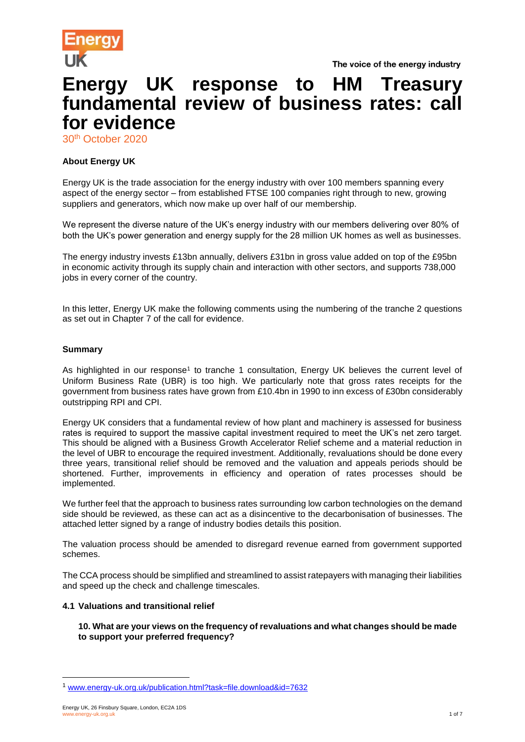# Energy UK response to HM Treasury fundamental review of business rates: call for evidence

30th October 2020

**About Energy UK**

Energy UK is the trade association for the energy industry with over 100 members spanning every aspect of the energy sector – from established FTSE 100 companies right through to new, growing suppliers and generators, which now make up over half of our membership.

We represent the diverse nature of the UK's energy industry with our members delivering over 80% of both the UK's power generation and energy supply for the 28 million UK homes as well as businesses.

The energy industry invests £13bn annually, delivers £31bn in gross value added on top of the £95bn in economic activity through its supply chain and interaction with other sectors, and supports 738,000 jobs in every corner of the country.

In this letter, Energy UK make the following comments using the numbering of the tranche 2 questions as set out in Chapter 7 of the call for evidence.

**Summary**

As highlighted in our response[1] to tranche 1 consultation, Energy UK believes the current level of Uniform Business Rate (UBR) is too high. We particularly note that gross rates receipts for the government from business rates have grown from £10.4bn in 1990 to inn excess of £30bn considerably outstripping RPI and CPI.

Energy UK considers that a fundamental review of how plant and machinery is assessed for business rates is required to support the massive capital investment required to meet the UK's net zero target. This should be aligned with a Business Growth Accelerator Relief scheme and a material reduction in the level of UBR to encourage the required investment. Additionally, revaluations should be done every three years, transitional relief should be removed and the valuation and appeals periods should be shortened. Further, improvements in efficiency and operation of rates processes should be implemented.

We further feel that the approach to business rates surrounding low carbon technologies on the demand side should be reviewed, as these can act as a disincentive to the decarbonisation of businesses. The attached letter signed by a range of industry bodies details this position.

The valuation process should be amended to disregard revenue earned from government supported schemes.

The CCA process should be simplified and streamlined to assist ratepayers with managing their liabilities and speed up the check and challenge timescales.

### 4.1 Valuations and transitional relief

**10. What are your views on the frequency of revaluations and what changes should be made to support your preferred frequency?**

---

[1] www.energy-uk.org.uk/publication.html?task=file.download&id=7632

Energy UK, 26 Finsbury Square, London, EC2A 1DS
www.energy-uk.org.uk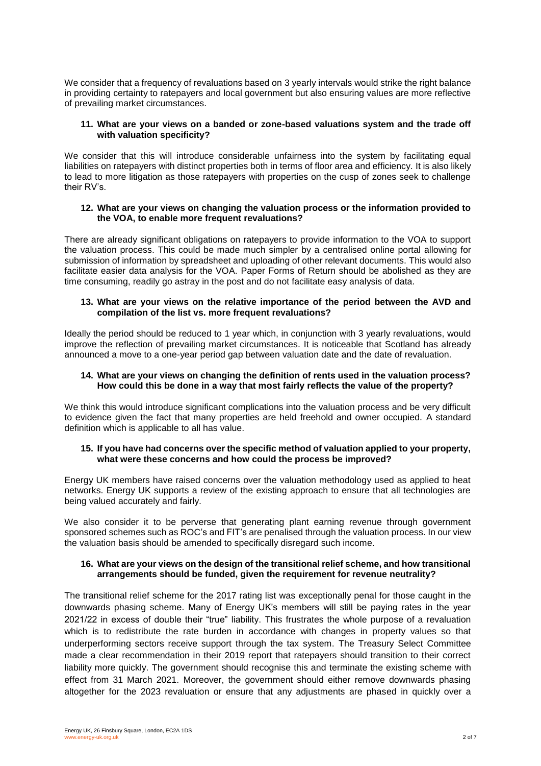We consider that a frequency of revaluations based on 3 yearly intervals would strike the right balance in providing certainty to ratepayers and local government but also ensuring values are more reflective of prevailing market circumstances.

**11. What are your views on a banded or zone-based valuations system and the trade off with valuation specificity?**

We consider that this will introduce considerable unfairness into the system by facilitating equal liabilities on ratepayers with distinct properties both in terms of floor area and efficiency. It is also likely to lead to more litigation as those ratepayers with properties on the cusp of zones seek to challenge their RV's.

**12. What are your views on changing the valuation process or the information provided to the VOA, to enable more frequent revaluations?**

There are already significant obligations on ratepayers to provide information to the VOA to support the valuation process. This could be made much simpler by a centralised online portal allowing for submission of information by spreadsheet and uploading of other relevant documents. This would also facilitate easier data analysis for the VOA. Paper Forms of Return should be abolished as they are time consuming, readily go astray in the post and do not facilitate easy analysis of data.

**13. What are your views on the relative importance of the period between the AVD and compilation of the list vs. more frequent revaluations?**

Ideally the period should be reduced to 1 year which, in conjunction with 3 yearly revaluations, would improve the reflection of prevailing market circumstances. It is noticeable that Scotland has already announced a move to a one-year period gap between valuation date and the date of revaluation.

**14. What are your views on changing the definition of rents used in the valuation process? How could this be done in a way that most fairly reflects the value of the property?**

We think this would introduce significant complications into the valuation process and be very difficult to evidence given the fact that many properties are held freehold and owner occupied. A standard definition which is applicable to all has value.

**15. If you have had concerns over the specific method of valuation applied to your property, what were these concerns and how could the process be improved?**

Energy UK members have raised concerns over the valuation methodology used as applied to heat networks. Energy UK supports a review of the existing approach to ensure that all technologies are being valued accurately and fairly.

We also consider it to be perverse that generating plant earning revenue through government sponsored schemes such as ROC's and FIT's are penalised through the valuation process. In our view the valuation basis should be amended to specifically disregard such income.

**16. What are your views on the design of the transitional relief scheme, and how transitional arrangements should be funded, given the requirement for revenue neutrality?**

The transitional relief scheme for the 2017 rating list was exceptionally penal for those caught in the downwards phasing scheme. Many of Energy UK's members will still be paying rates in the year 2021/22 in excess of double their "true" liability. This frustrates the whole purpose of a revaluation which is to redistribute the rate burden in accordance with changes in property values so that underperforming sectors receive support through the tax system. The Treasury Select Committee made a clear recommendation in their 2019 report that ratepayers should transition to their correct liability more quickly. The government should recognise this and terminate the existing scheme with effect from 31 March 2021. Moreover, the government should either remove downwards phasing altogether for the 2023 revaluation or ensure that any adjustments are phased in quickly over a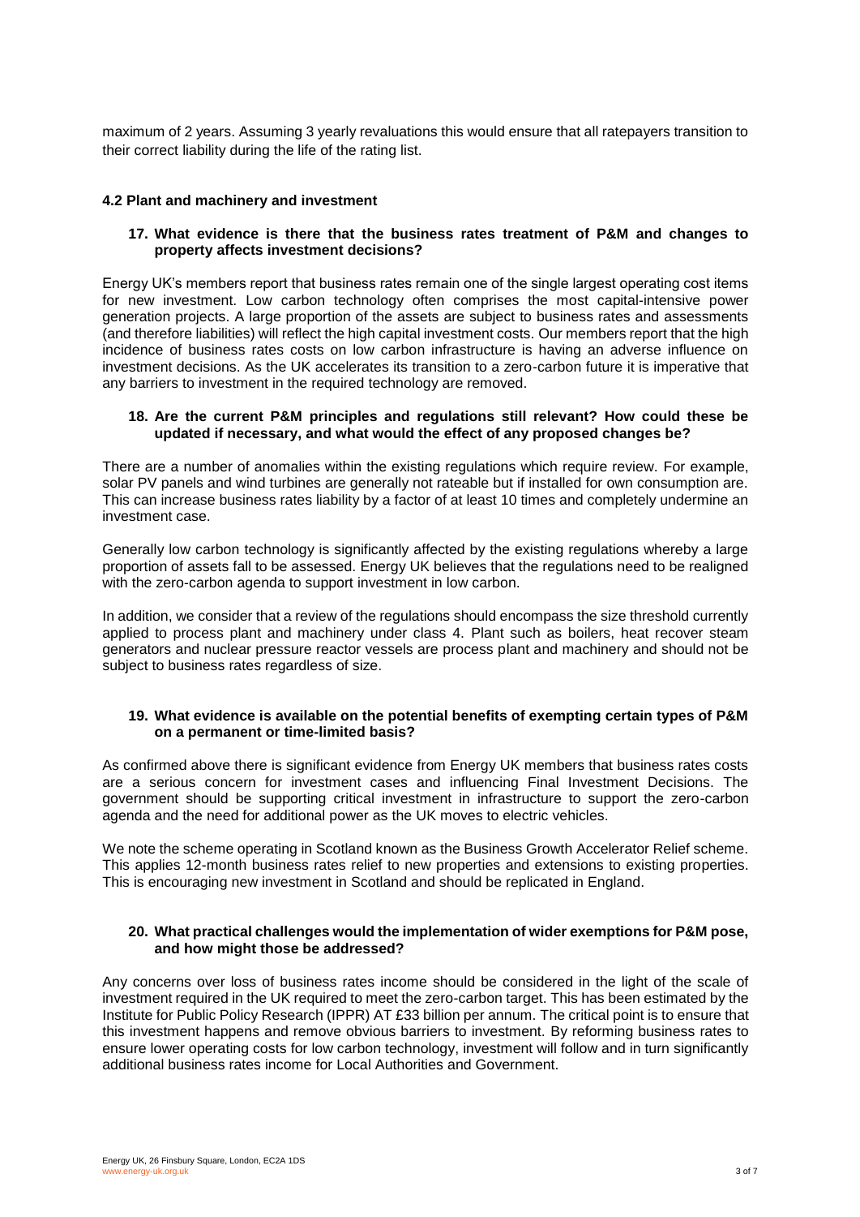maximum of 2 years. Assuming 3 yearly revaluations this would ensure that all ratepayers transition to their correct liability during the life of the rating list.

### 4.2 Plant and machinery and investment

**17. What evidence is there that the business rates treatment of P&M and changes to property affects investment decisions?**

Energy UK's members report that business rates remain one of the single largest operating cost items for new investment. Low carbon technology often comprises the most capital-intensive power generation projects. A large proportion of the assets are subject to business rates and assessments (and therefore liabilities) will reflect the high capital investment costs. Our members report that the high incidence of business rates costs on low carbon infrastructure is having an adverse influence on investment decisions. As the UK accelerates its transition to a zero-carbon future it is imperative that any barriers to investment in the required technology are removed.

**18. Are the current P&M principles and regulations still relevant? How could these be updated if necessary, and what would the effect of any proposed changes be?**

There are a number of anomalies within the existing regulations which require review. For example, solar PV panels and wind turbines are generally not rateable but if installed for own consumption are. This can increase business rates liability by a factor of at least 10 times and completely undermine an investment case.

Generally low carbon technology is significantly affected by the existing regulations whereby a large proportion of assets fall to be assessed. Energy UK believes that the regulations need to be realigned with the zero-carbon agenda to support investment in low carbon.

In addition, we consider that a review of the regulations should encompass the size threshold currently applied to process plant and machinery under class 4. Plant such as boilers, heat recover steam generators and nuclear pressure reactor vessels are process plant and machinery and should not be subject to business rates regardless of size.

**19. What evidence is available on the potential benefits of exempting certain types of P&M on a permanent or time-limited basis?**

As confirmed above there is significant evidence from Energy UK members that business rates costs are a serious concern for investment cases and influencing Final Investment Decisions. The government should be supporting critical investment in infrastructure to support the zero-carbon agenda and the need for additional power as the UK moves to electric vehicles.

We note the scheme operating in Scotland known as the Business Growth Accelerator Relief scheme. This applies 12-month business rates relief to new properties and extensions to existing properties. This is encouraging new investment in Scotland and should be replicated in England.

**20. What practical challenges would the implementation of wider exemptions for P&M pose, and how might those be addressed?**

Any concerns over loss of business rates income should be considered in the light of the scale of investment required in the UK required to meet the zero-carbon target. This has been estimated by the Institute for Public Policy Research (IPPR) AT £33 billion per annum. The critical point is to ensure that this investment happens and remove obvious barriers to investment. By reforming business rates to ensure lower operating costs for low carbon technology, investment will follow and in turn significantly additional business rates income for Local Authorities and Government.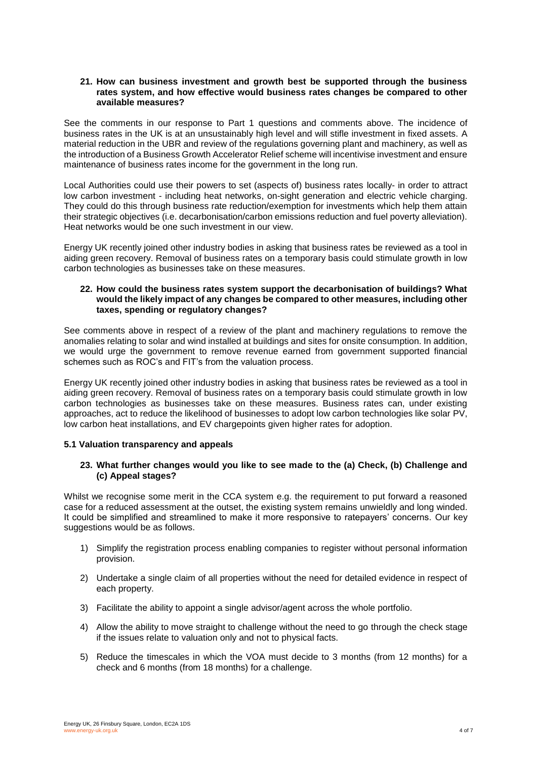**21. How can business investment and growth best be supported through the business rates system, and how effective would business rates changes be compared to other available measures?**

See the comments in our response to Part 1 questions and comments above. The incidence of business rates in the UK is at an unsustainably high level and will stifle investment in fixed assets. A material reduction in the UBR and review of the regulations governing plant and machinery, as well as the introduction of a Business Growth Accelerator Relief scheme will incentivise investment and ensure maintenance of business rates income for the government in the long run.

Local Authorities could use their powers to set (aspects of) business rates locally- in order to attract low carbon investment - including heat networks, on-sight generation and electric vehicle charging. They could do this through business rate reduction/exemption for investments which help them attain their strategic objectives (i.e. decarbonisation/carbon emissions reduction and fuel poverty alleviation). Heat networks would be one such investment in our view.

Energy UK recently joined other industry bodies in asking that business rates be reviewed as a tool in aiding green recovery. Removal of business rates on a temporary basis could stimulate growth in low carbon technologies as businesses take on these measures.

**22. How could the business rates system support the decarbonisation of buildings? What would the likely impact of any changes be compared to other measures, including other taxes, spending or regulatory changes?**

See comments above in respect of a review of the plant and machinery regulations to remove the anomalies relating to solar and wind installed at buildings and sites for onsite consumption. In addition, we would urge the government to remove revenue earned from government supported financial schemes such as ROC's and FIT's from the valuation process.

Energy UK recently joined other industry bodies in asking that business rates be reviewed as a tool in aiding green recovery. Removal of business rates on a temporary basis could stimulate growth in low carbon technologies as businesses take on these measures. Business rates can, under existing approaches, act to reduce the likelihood of businesses to adopt low carbon technologies like solar PV, low carbon heat installations, and EV chargepoints given higher rates for adoption.

### 5.1 Valuation transparency and appeals

**23. What further changes would you like to see made to the (a) Check, (b) Challenge and (c) Appeal stages?**

Whilst we recognise some merit in the CCA system e.g. the requirement to put forward a reasoned case for a reduced assessment at the outset, the existing system remains unwieldly and long winded. It could be simplified and streamlined to make it more responsive to ratepayers' concerns. Our key suggestions would be as follows.

1) Simplify the registration process enabling companies to register without personal information provision.
2) Undertake a single claim of all properties without the need for detailed evidence in respect of each property.
3) Facilitate the ability to appoint a single advisor/agent across the whole portfolio.
4) Allow the ability to move straight to challenge without the need to go through the check stage if the issues relate to valuation only and not to physical facts.
5) Reduce the timescales in which the VOA must decide to 3 months (from 12 months) for a check and 6 months (from 18 months) for a challenge.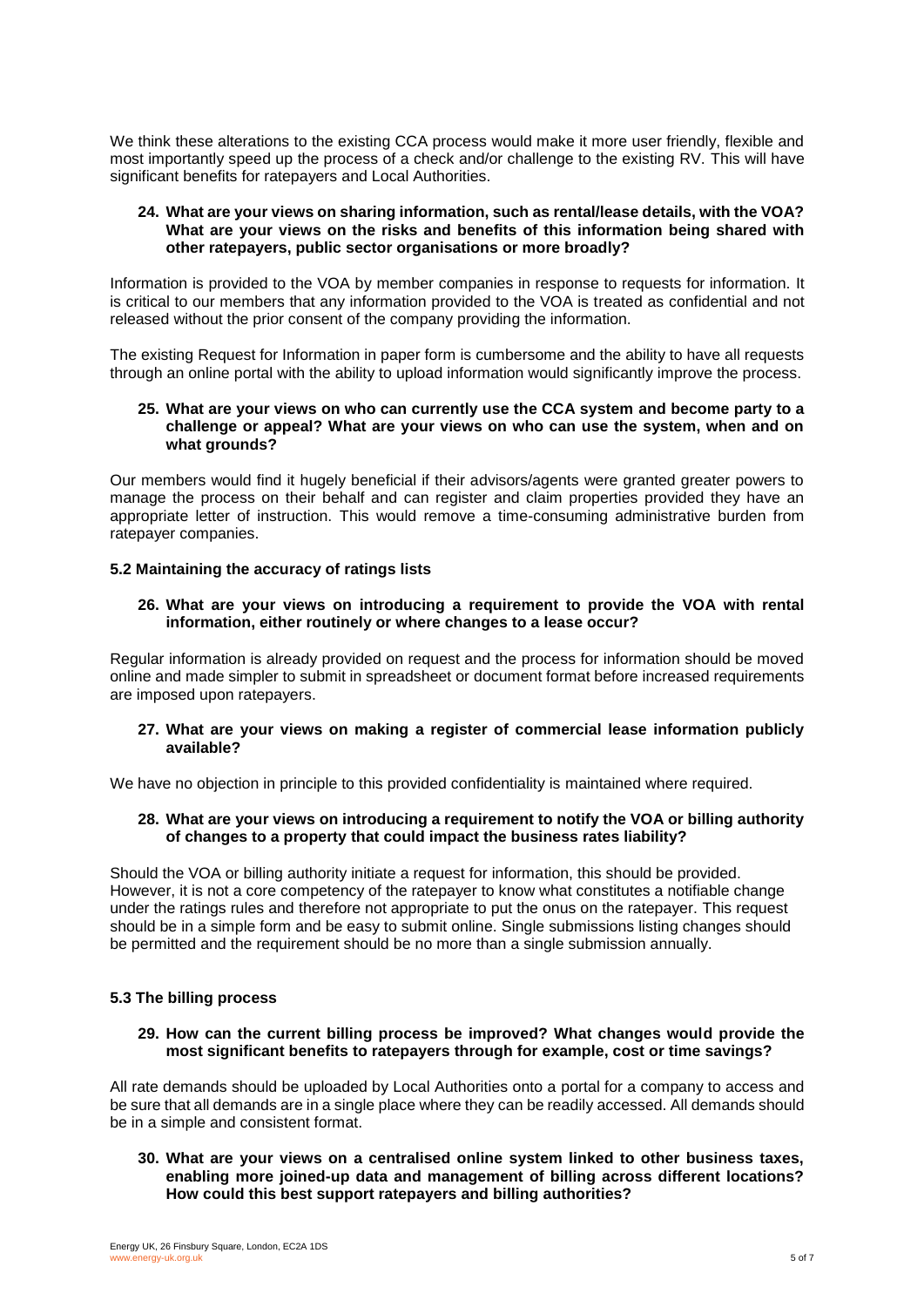We think these alterations to the existing CCA process would make it more user friendly, flexible and most importantly speed up the process of a check and/or challenge to the existing RV. This will have significant benefits for ratepayers and Local Authorities.

**24. What are your views on sharing information, such as rental/lease details, with the VOA? What are your views on the risks and benefits of this information being shared with other ratepayers, public sector organisations or more broadly?**

Information is provided to the VOA by member companies in response to requests for information. It is critical to our members that any information provided to the VOA is treated as confidential and not released without the prior consent of the company providing the information.

The existing Request for Information in paper form is cumbersome and the ability to have all requests through an online portal with the ability to upload information would significantly improve the process.

**25. What are your views on who can currently use the CCA system and become party to a challenge or appeal? What are your views on who can use the system, when and on what grounds?**

Our members would find it hugely beneficial if their advisors/agents were granted greater powers to manage the process on their behalf and can register and claim properties provided they have an appropriate letter of instruction. This would remove a time-consuming administrative burden from ratepayer companies.

### 5.2 Maintaining the accuracy of ratings lists

**26. What are your views on introducing a requirement to provide the VOA with rental information, either routinely or where changes to a lease occur?**

Regular information is already provided on request and the process for information should be moved online and made simpler to submit in spreadsheet or document format before increased requirements are imposed upon ratepayers.

**27. What are your views on making a register of commercial lease information publicly available?**

We have no objection in principle to this provided confidentiality is maintained where required.

**28. What are your views on introducing a requirement to notify the VOA or billing authority of changes to a property that could impact the business rates liability?**

Should the VOA or billing authority initiate a request for information, this should be provided. However, it is not a core competency of the ratepayer to know what constitutes a notifiable change under the ratings rules and therefore not appropriate to put the onus on the ratepayer. This request should be in a simple form and be easy to submit online. Single submissions listing changes should be permitted and the requirement should be no more than a single submission annually.

### 5.3 The billing process

**29. How can the current billing process be improved? What changes would provide the most significant benefits to ratepayers through for example, cost or time savings?**

All rate demands should be uploaded by Local Authorities onto a portal for a company to access and be sure that all demands are in a single place where they can be readily accessed. All demands should be in a simple and consistent format.

**30. What are your views on a centralised online system linked to other business taxes, enabling more joined-up data and management of billing across different locations? How could this best support ratepayers and billing authorities?**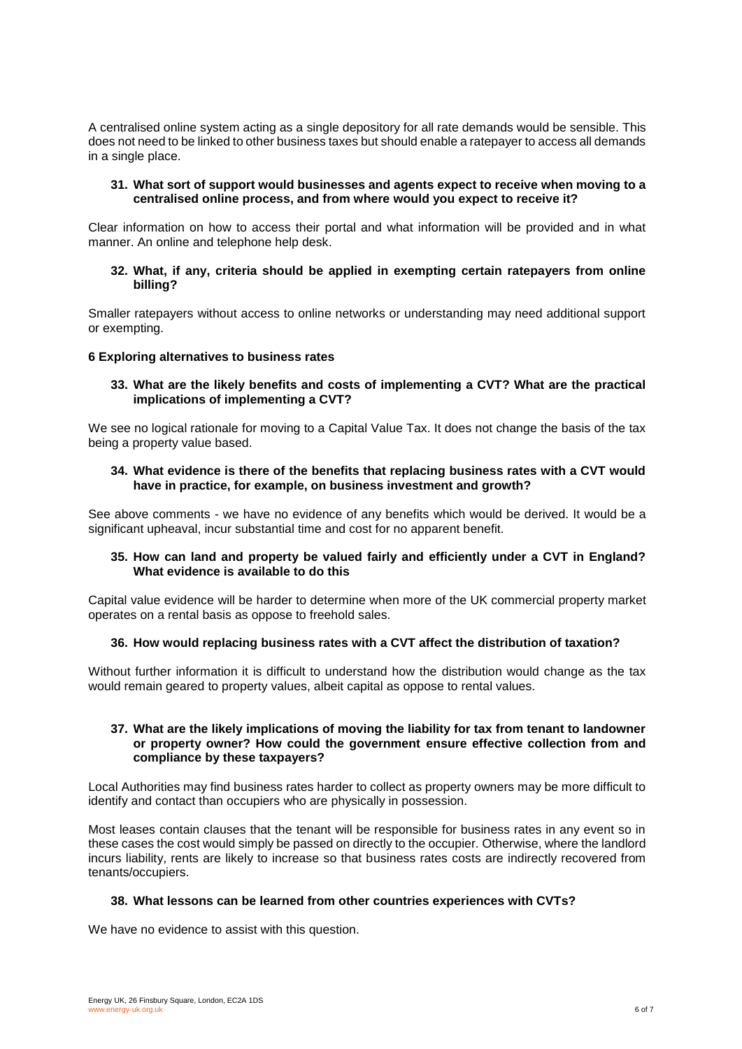A centralised online system acting as a single depository for all rate demands would be sensible. This does not need to be linked to other business taxes but should enable a ratepayer to access all demands in a single place.

**31. What sort of support would businesses and agents expect to receive when moving to a centralised online process, and from where would you expect to receive it?**

Clear information on how to access their portal and what information will be provided and in what manner. An online and telephone help desk.

**32. What, if any, criteria should be applied in exempting certain ratepayers from online billing?**

Smaller ratepayers without access to online networks or understanding may need additional support or exempting.

### 6 Exploring alternatives to business rates

**33. What are the likely benefits and costs of implementing a CVT? What are the practical implications of implementing a CVT?**

We see no logical rationale for moving to a Capital Value Tax. It does not change the basis of the tax being a property value based.

**34. What evidence is there of the benefits that replacing business rates with a CVT would have in practice, for example, on business investment and growth?**

See above comments - we have no evidence of any benefits which would be derived. It would be a significant upheaval, incur substantial time and cost for no apparent benefit.

**35. How can land and property be valued fairly and efficiently under a CVT in England? What evidence is available to do this**

Capital value evidence will be harder to determine when more of the UK commercial property market operates on a rental basis as oppose to freehold sales.

**36. How would replacing business rates with a CVT affect the distribution of taxation?**

Without further information it is difficult to understand how the distribution would change as the tax would remain geared to property values, albeit capital as oppose to rental values.

**37. What are the likely implications of moving the liability for tax from tenant to landowner or property owner? How could the government ensure effective collection from and compliance by these taxpayers?**

Local Authorities may find business rates harder to collect as property owners may be more difficult to identify and contact than occupiers who are physically in possession.

Most leases contain clauses that the tenant will be responsible for business rates in any event so in these cases the cost would simply be passed on directly to the occupier. Otherwise, where the landlord incurs liability, rents are likely to increase so that business rates costs are indirectly recovered from tenants/occupiers.

**38. What lessons can be learned from other countries experiences with CVTs?**

We have no evidence to assist with this question.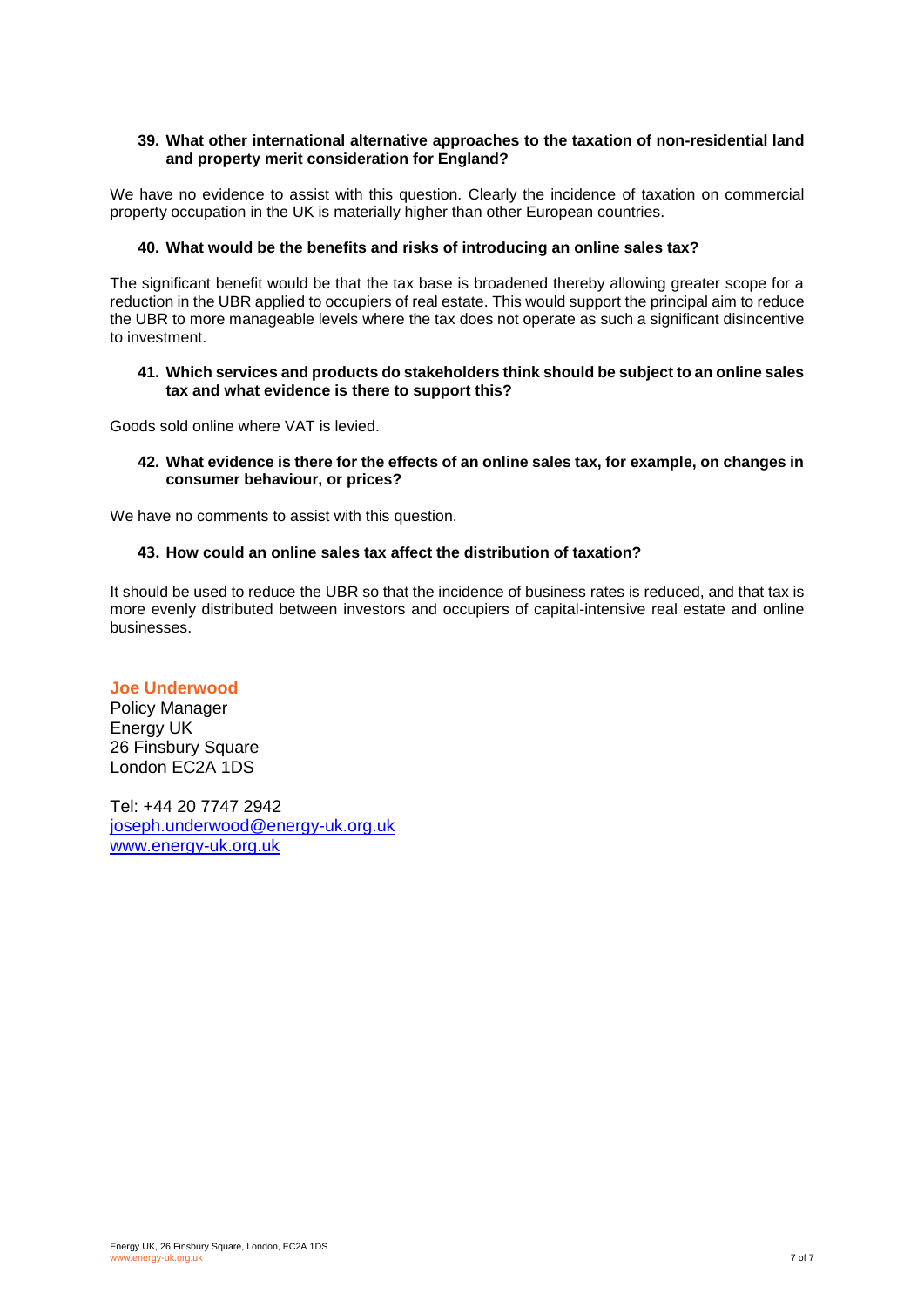**39. What other international alternative approaches to the taxation of non-residential land and property merit consideration for England?**

We have no evidence to assist with this question. Clearly the incidence of taxation on commercial property occupation in the UK is materially higher than other European countries.

**40. What would be the benefits and risks of introducing an online sales tax?**

The significant benefit would be that the tax base is broadened thereby allowing greater scope for a reduction in the UBR applied to occupiers of real estate. This would support the principal aim to reduce the UBR to more manageable levels where the tax does not operate as such a significant disincentive to investment.

**41. Which services and products do stakeholders think should be subject to an online sales tax and what evidence is there to support this?**

Goods sold online where VAT is levied.

**42. What evidence is there for the effects of an online sales tax, for example, on changes in consumer behaviour, or prices?**

We have no comments to assist with this question.

**43. How could an online sales tax affect the distribution of taxation?**

It should be used to reduce the UBR so that the incidence of business rates is reduced, and that tax is more evenly distributed between investors and occupiers of capital-intensive real estate and online businesses.

**Joe Underwood**
Policy Manager
Energy UK
26 Finsbury Square
London EC2A 1DS

Tel: +44 20 7747 2942
joseph.underwood@energy-uk.org.uk
www.energy-uk.org.uk